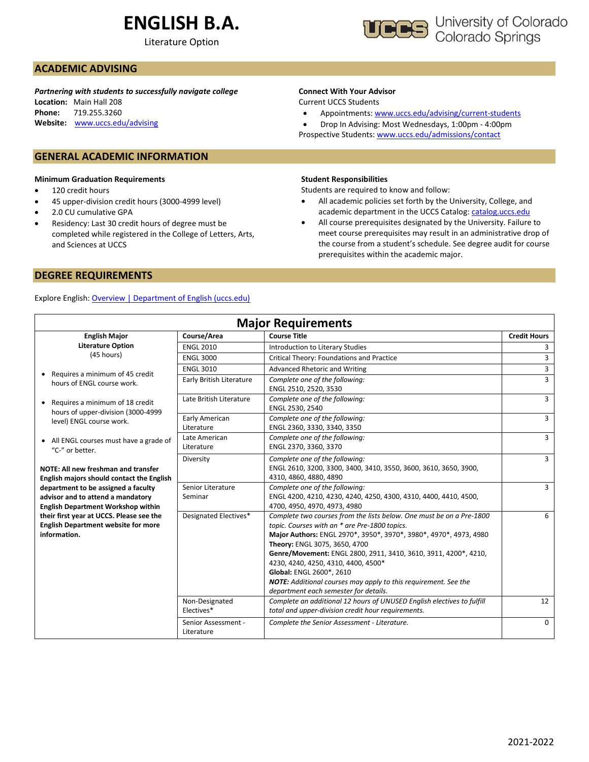# ENGLISH B.A.

Literature Option

University of Colorado Colorado Springs

## ACADEMIC ADVISING

***Partnering with students to successfully navigate college***

**Location:** Main Hall 208
**Phone:** 719.255.3260
**Website:** www.uccs.edu/advising

**Connect With Your Advisor**

Current UCCS Students

- Appointments: www.uccs.edu/advising/current-students
- Drop In Advising: Most Wednesdays, 1:00pm - 4:00pm

Prospective Students: www.uccs.edu/admissions/contact

## GENERAL ACADEMIC INFORMATION

**Minimum Graduation Requirements**

- 120 credit hours
- 45 upper-division credit hours (3000-4999 level)
- 2.0 CU cumulative GPA
- Residency: Last 30 credit hours of degree must be completed while registered in the College of Letters, Arts, and Sciences at UCCS

**Student Responsibilities**

Students are required to know and follow:

- All academic policies set forth by the University, College, and academic department in the UCCS Catalog: catalog.uccs.edu
- All course prerequisites designated by the University. Failure to meet course prerequisites may result in an administrative drop of the course from a student's schedule. See degree audit for course prerequisites within the academic major.

## DEGREE REQUIREMENTS

Explore English: Overview | Department of English (uccs.edu)

### Major Requirements

**English Major Literature Option** (45 hours)

- Requires a minimum of 45 credit hours of ENGL course work.
- Requires a minimum of 18 credit hours of upper-division (3000-4999 level) ENGL course work.
- All ENGL courses must have a grade of "C-" or better.

**NOTE: All new freshman and transfer English majors should contact the English department to be assigned a faculty advisor and to attend a mandatory English Department Workshop within their first year at UCCS. Please see the English Department website for more information.**

| Course/Area | Course Title | Credit Hours |
|---|---|---|
| ENGL 2010 | Introduction to Literary Studies | 3 |
| ENGL 3000 | Critical Theory: Foundations and Practice | 3 |
| ENGL 3010 | Advanced Rhetoric and Writing | 3 |
| Early British Literature | *Complete one of the following:* ENGL 2510, 2520, 3530 | 3 |
| Late British Literature | *Complete one of the following:* ENGL 2530, 2540 | 3 |
| Early American Literature | *Complete one of the following:* ENGL 2360, 3330, 3340, 3350 | 3 |
| Late American Literature | *Complete one of the following:* ENGL 2370, 3360, 3370 | 3 |
| Diversity | *Complete one of the following:* ENGL 2610, 3200, 3300, 3400, 3410, 3550, 3600, 3610, 3650, 3900, 4310, 4860, 4880, 4890 | 3 |
| Senior Literature Seminar | *Complete one of the following:* ENGL 4200, 4210, 4230, 4240, 4250, 4300, 4310, 4400, 4410, 4500, 4700, 4950, 4970, 4973, 4980 | 3 |
| Designated Electives* | *Complete two courses from the lists below. One must be on a Pre-1800 topic. Courses with an * are Pre-1800 topics.* **Major Authors:** ENGL 2970*, 3950*, 3970*, 3980*, 4970*, 4973, 4980 **Theory:** ENGL 3075, 3650, 4700 **Genre/Movement:** ENGL 2800, 2911, 3410, 3610, 3911, 4200*, 4210, 4230, 4240, 4250, 4310, 4400, 4500* **Global:** ENGL 2600*, 2610 ***NOTE:*** *Additional courses may apply to this requirement. See the department each semester for details.* | 6 |
| Non-Designated Electives* | *Complete an additional 12 hours of UNUSED English electives to fulfill total and upper-division credit hour requirements.* | 12 |
| Senior Assessment - Literature | *Complete the Senior Assessment - Literature.* | 0 |

2021-2022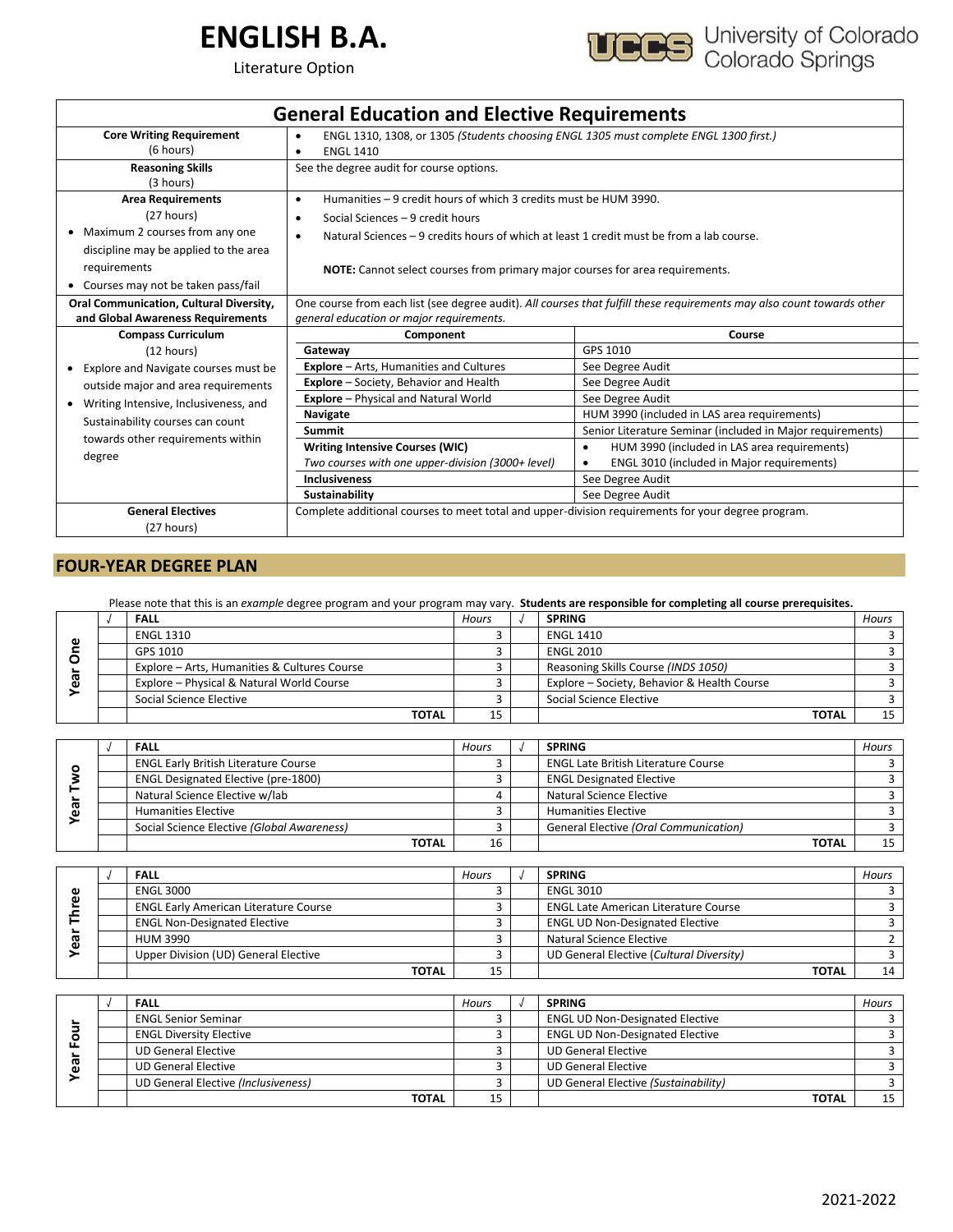# ENGLISH B.A.

Literature Option

University of Colorado Colorado Springs

## General Education and Elective Requirements

| | | |
|---|---|---|
| **Core Writing Requirement** (6 hours) | • ENGL 1310, 1308, or 1305 *(Students choosing ENGL 1305 must complete ENGL 1300 first.)* • ENGL 1410 | |
| **Reasoning Skills** (3 hours) | See the degree audit for course options. | |
| **Area Requirements** (27 hours) • Maximum 2 courses from any one discipline may be applied to the area requirements • Courses may not be taken pass/fail | • Humanities – 9 credit hours of which 3 credits must be HUM 3990. • Social Sciences – 9 credit hours • Natural Sciences – 9 credits hours of which at least 1 credit must be from a lab course. **NOTE:** Cannot select courses from primary major courses for area requirements. | |
| **Oral Communication, Cultural Diversity, and Global Awareness Requirements** | One course from each list (see degree audit). *All courses that fulfill these requirements may also count towards other general education or major requirements.* | |
| **Compass Curriculum** (12 hours) • Explore and Navigate courses must be outside major and area requirements • Writing Intensive, Inclusiveness, and Sustainability courses can count towards other requirements within degree | **Component** | **Course** |
| | **Gateway** | GPS 1010 |
| | **Explore** – Arts, Humanities and Cultures | See Degree Audit |
| | **Explore** – Society, Behavior and Health | See Degree Audit |
| | **Explore** – Physical and Natural World | See Degree Audit |
| | **Navigate** | HUM 3990 (included in LAS area requirements) |
| | **Summit** | Senior Literature Seminar (included in Major requirements) |
| | **Writing Intensive Courses (WIC)** *Two courses with one upper-division (3000+ level)* | • HUM 3990 (included in LAS area requirements) • ENGL 3010 (included in Major requirements) |
| | **Inclusiveness** | See Degree Audit |
| | **Sustainability** | See Degree Audit |
| **General Electives** (27 hours) | Complete additional courses to meet total and upper-division requirements for your degree program. | |

## FOUR-YEAR DEGREE PLAN

Please note that this is an *example* degree program and your program may vary. **Students are responsible for completing all course prerequisites.**

### Year One

| √ | FALL | Hours | √ | SPRING | Hours |
|---|---|---|---|---|---|
| | ENGL 1310 | 3 | | ENGL 1410 | 3 |
| | GPS 1010 | 3 | | ENGL 2010 | 3 |
| | Explore – Arts, Humanities & Cultures Course | 3 | | Reasoning Skills Course *(INDS 1050)* | 3 |
| | Explore – Physical & Natural World Course | 3 | | Explore – Society, Behavior & Health Course | 3 |
| | Social Science Elective | 3 | | Social Science Elective | 3 |
| | **TOTAL** | 15 | | **TOTAL** | 15 |

### Year Two

| √ | FALL | Hours | √ | SPRING | Hours |
|---|---|---|---|---|---|
| | ENGL Early British Literature Course | 3 | | ENGL Late British Literature Course | 3 |
| | ENGL Designated Elective (pre-1800) | 3 | | ENGL Designated Elective | 3 |
| | Natural Science Elective w/lab | 4 | | Natural Science Elective | 3 |
| | Humanities Elective | 3 | | Humanities Elective | 3 |
| | Social Science Elective *(Global Awareness)* | 3 | | General Elective *(Oral Communication)* | 3 |
| | **TOTAL** | 16 | | **TOTAL** | 15 |

### Year Three

| √ | FALL | Hours | √ | SPRING | Hours |
|---|---|---|---|---|---|
| | ENGL 3000 | 3 | | ENGL 3010 | 3 |
| | ENGL Early American Literature Course | 3 | | ENGL Late American Literature Course | 3 |
| | ENGL Non-Designated Elective | 3 | | ENGL UD Non-Designated Elective | 3 |
| | HUM 3990 | 3 | | Natural Science Elective | 2 |
| | Upper Division (UD) General Elective | 3 | | UD General Elective *(Cultural Diversity)* | 3 |
| | **TOTAL** | 15 | | **TOTAL** | 14 |

### Year Four

| √ | FALL | Hours | √ | SPRING | Hours |
|---|---|---|---|---|---|
| | ENGL Senior Seminar | 3 | | ENGL UD Non-Designated Elective | 3 |
| | ENGL Diversity Elective | 3 | | ENGL UD Non-Designated Elective | 3 |
| | UD General Elective | 3 | | UD General Elective | 3 |
| | UD General Elective | 3 | | UD General Elective | 3 |
| | UD General Elective *(Inclusiveness)* | 3 | | UD General Elective *(Sustainability)* | 3 |
| | **TOTAL** | 15 | | **TOTAL** | 15 |

2021-2022